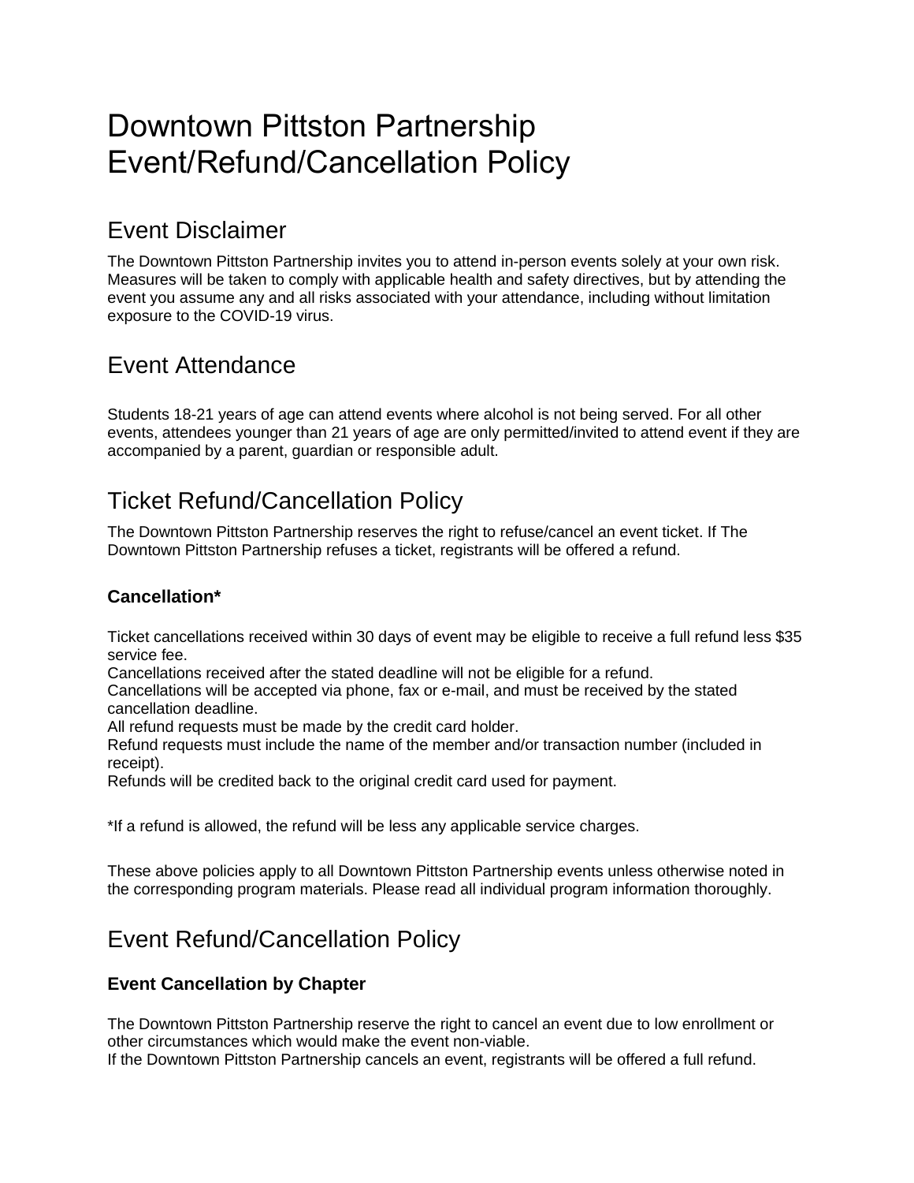# Downtown Pittston Partnership Event/Refund/Cancellation Policy

## Event Disclaimer

The Downtown Pittston Partnership invites you to attend in-person events solely at your own risk. Measures will be taken to comply with applicable health and safety directives, but by attending the event you assume any and all risks associated with your attendance, including without limitation exposure to the COVID-19 virus.

## Event Attendance

Students 18-21 years of age can attend events where alcohol is not being served. For all other events, attendees younger than 21 years of age are only permitted/invited to attend event if they are accompanied by a parent, guardian or responsible adult.

## Ticket Refund/Cancellation Policy

The Downtown Pittston Partnership reserves the right to refuse/cancel an event ticket. If The Downtown Pittston Partnership refuses a ticket, registrants will be offered a refund.

### Cancellation*

Ticket cancellations received within 30 days of event may be eligible to receive a full refund less $35 service fee.
Cancellations received after the stated deadline will not be eligible for a refund.
Cancellations will be accepted via phone, fax or e-mail, and must be received by the stated cancellation deadline.
All refund requests must be made by the credit card holder.
Refund requests must include the name of the member and/or transaction number (included in receipt).
Refunds will be credited back to the original credit card used for payment.

*If a refund is allowed, the refund will be less any applicable service charges.

These above policies apply to all Downtown Pittston Partnership events unless otherwise noted in the corresponding program materials. Please read all individual program information thoroughly.

## Event Refund/Cancellation Policy

### Event Cancellation by Chapter

The Downtown Pittston Partnership reserve the right to cancel an event due to low enrollment or other circumstances which would make the event non-viable.
If the Downtown Pittston Partnership cancels an event, registrants will be offered a full refund.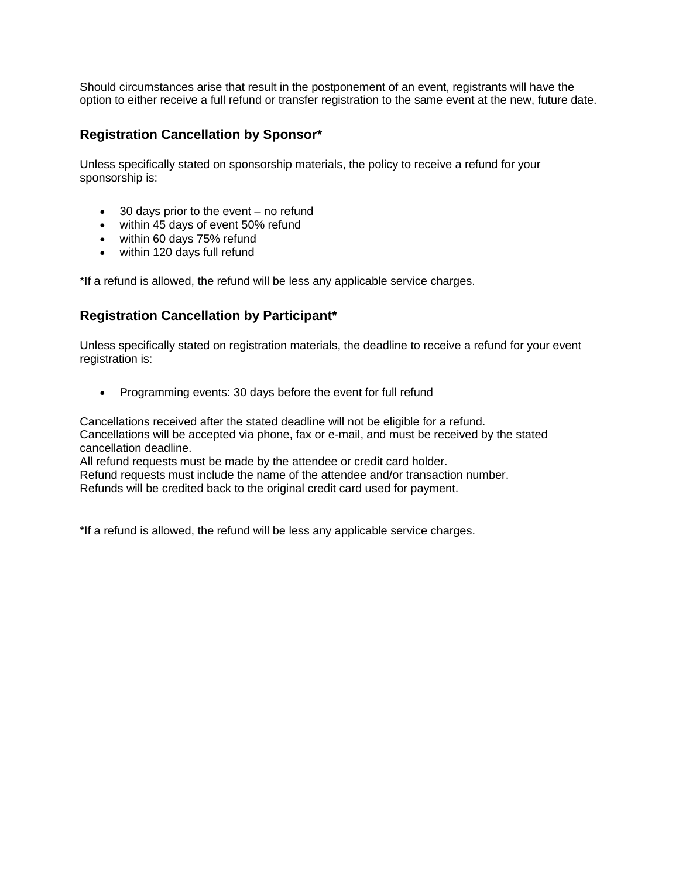Should circumstances arise that result in the postponement of an event, registrants will have the option to either receive a full refund or transfer registration to the same event at the new, future date.

### Registration Cancellation by Sponsor*

Unless specifically stated on sponsorship materials, the policy to receive a refund for your sponsorship is:

- 30 days prior to the event – no refund
- within 45 days of event 50% refund
- within 60 days 75% refund
- within 120 days full refund

*If a refund is allowed, the refund will be less any applicable service charges.

### Registration Cancellation by Participant*

Unless specifically stated on registration materials, the deadline to receive a refund for your event registration is:

- Programming events: 30 days before the event for full refund

Cancellations received after the stated deadline will not be eligible for a refund.
Cancellations will be accepted via phone, fax or e-mail, and must be received by the stated cancellation deadline.
All refund requests must be made by the attendee or credit card holder.
Refund requests must include the name of the attendee and/or transaction number.
Refunds will be credited back to the original credit card used for payment.

*If a refund is allowed, the refund will be less any applicable service charges.